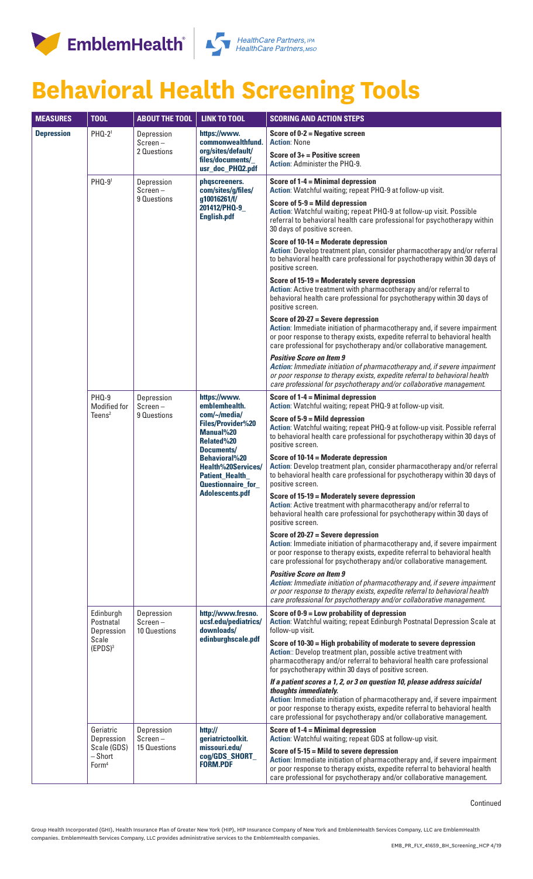# Behavioral Health Screening Tools

| MEASURES | TOOL | ABOUT THE TOOL | LINK TO TOOL | SCORING AND ACTION STEPS |
|---|---|---|---|---|
| **Depression** | PHQ-2[1] | Depression Screen – 2 Questions | **https://www.commonwealthfund.org/sites/default/files/documents/_usr_doc_PHQ2.pdf** | **Score of 0-2 = Negative screen**<br>**Action**: None<br><br>**Score of 3+ = Positive screen**<br>**Action**: Administer the PHQ-9. |
| | PHQ-9[1] | Depression Screen – 9 Questions | **phqscreeners.com/sites/g/files/g10016261/f/201412/PHQ-9_English.pdf** | **Score of 1-4 = Minimal depression**<br>**Action**: Watchful waiting; repeat PHQ-9 at follow-up visit.<br><br>**Score of 5-9 = Mild depression**<br>**Action**: Watchful waiting; repeat PHQ-9 at follow-up visit. Possible referral to behavioral health care professional for psychotherapy within 30 days of positive screen.<br><br>**Score of 10-14 = Moderate depression**<br>**Action**: Develop treatment plan, consider pharmacotherapy and/or referral to behavioral health care professional for psychotherapy within 30 days of positive screen.<br><br>**Score of 15-19 = Moderately severe depression**<br>**Action**: Active treatment with pharmacotherapy and/or referral to behavioral health care professional for psychotherapy within 30 days of positive screen.<br><br>**Score of 20-27 = Severe depression**<br>**Action**: Immediate initiation of pharmacotherapy and, if severe impairment or poor response to therapy exists, expedite referral to behavioral health care professional for psychotherapy and/or collaborative management.<br><br>***Positive Score on Item 9***<br>***Action:*** *Immediate initiation of pharmacotherapy and, if severe impairment or poor response to therapy exists, expedite referral to behavioral health care professional for psychotherapy and/or collaborative management.* |
| | PHQ-9 Modified for Teens[2] | Depression Screen – 9 Questions | **https://www.emblemhealth.com/~/media/Files/Provider%20Manual%20Related%20Documents/Behavioral%20Health%20Services/Patient_Health_Questionnaire_for_Adolescents.pdf** | **Score of 1-4 = Minimal depression**<br>**Action**: Watchful waiting; repeat PHQ-9 at follow-up visit.<br><br>**Score of 5-9 = Mild depression**<br>**Action**: Watchful waiting; repeat PHQ-9 at follow-up visit. Possible referral to behavioral health care professional for psychotherapy within 30 days of positive screen.<br><br>**Score of 10-14 = Moderate depression**<br>**Action**: Develop treatment plan, consider pharmacotherapy and/or referral to behavioral health care professional for psychotherapy within 30 days of positive screen.<br><br>**Score of 15-19 = Moderately severe depression**<br>**Action**: Active treatment with pharmacotherapy and/or referral to behavioral health care professional for psychotherapy within 30 days of positive screen.<br><br>**Score of 20-27 = Severe depression**<br>**Action**: Immediate initiation of pharmacotherapy and, if severe impairment or poor response to therapy exists, expedite referral to behavioral health care professional for psychotherapy and/or collaborative management.<br><br>***Positive Score on Item 9***<br>***Action:*** *Immediate initiation of pharmacotherapy and, if severe impairment or poor response to therapy exists, expedite referral to behavioral health care professional for psychotherapy and/or collaborative management.* |
| | Edinburgh Postnatal Depression Scale (EPDS)[3] | Depression Screen – 10 Questions | **http://www.fresno.ucsf.edu/pediatrics/downloads/edinburghscale.pdf** | **Score of 0-9 = Low probability of depression**<br>**Action**: Watchful waiting; repeat Edinburgh Postnatal Depression Scale at follow-up visit.<br><br>**Score of 10-30 = High probability of moderate to severe depression**<br>**Action**:: Develop treatment plan, possible active treatment with pharmacotherapy and/or referral to behavioral health care professional for psychotherapy within 30 days of positive screen.<br><br>***If a patient scores a 1, 2, or 3 on question 10, please address suicidal thoughts immediately.***<br>**Action**: Immediate initiation of pharmacotherapy and, if severe impairment or poor response to therapy exists, expedite referral to behavioral health care professional for psychotherapy and/or collaborative management. |
| | Geriatric Depression Scale (GDS) – Short Form[4] | Depression Screen – 15 Questions | **http://geriatrictoolkit.missouri.edu/cog/GDS_SHORT_FORM.PDF** | **Score of 1-4 = Minimal depression**<br>**Action**: Watchful waiting; repeat GDS at follow-up visit.<br><br>**Score of 5-15 = Mild to severe depression**<br>**Action**: Immediate initiation of pharmacotherapy and, if severe impairment or poor response to therapy exists, expedite referral to behavioral health care professional for psychotherapy and/or collaborative management. |

Continued

Group Health Incorporated (GHI), Health Insurance Plan of Greater New York (HIP), HIP Insurance Company of New York and EmblemHealth Services Company, LLC are EmblemHealth companies. EmblemHealth Services Company, LLC provides administrative services to the EmblemHealth companies.

EMB_PR_FLY_41659_BH_Screening_HCP 4/19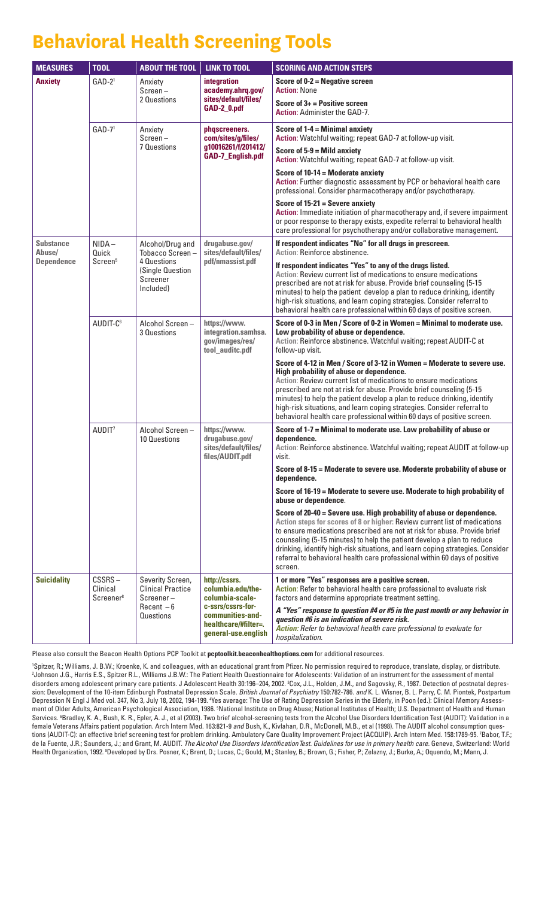# Behavioral Health Screening Tools

| MEASURES | TOOL | ABOUT THE TOOL | LINK TO TOOL | SCORING AND ACTION STEPS |
|---|---|---|---|---|
| **Anxiety** | GAD-2[1] | Anxiety Screen – 2 Questions | **integration academy.ahrq.gov/ sites/default/files/ GAD-2_0.pdf** | **Score of 0-2 = Negative screen** **Action**: None<br>**Score of 3+ = Positive screen** **Action**: Administer the GAD-7. |
| | GAD-7[1] | Anxiety Screen – 7 Questions | **phqscreeners. com/sites/g/files/ g10016261/f/201412/ GAD-7_English.pdf** | **Score of 1-4 = Minimal anxiety** **Action**: Watchful waiting; repeat GAD-7 at follow-up visit.<br>**Score of 5-9 = Mild anxiety** **Action**: Watchful waiting; repeat GAD-7 at follow-up visit.<br>**Score of 10-14 = Moderate anxiety** **Action**: Further diagnostic assessment by PCP or behavioral health care professional. Consider pharmacotherapy and/or psychotherapy.<br>**Score of 15-21 = Severe anxiety** **Action**: Immediate initiation of pharmacotherapy and, if severe impairment or poor response to therapy exists, expedite referral to behavioral health care professional for psychotherapy and/or collaborative management. |
| **Substance Abuse/ Dependence** | NIDA – Quick Screen[5] | Alcohol/Drug and Tobacco Screen – 4 Questions (Single Question Screener Included) | **drugabuse.gov/ sites/default/files/ pdf/nmassist.pdf** | **If respondent indicates "No" for all drugs in prescreen.** Action: Reinforce abstinence.<br>**If respondent indicates "Yes" to any of the drugs listed.** Action: Review current list of medications to ensure medications prescribed are not at risk for abuse. Provide brief counseling (5-15 minutes) to help the patient develop a plan to reduce drinking, identify high-risk situations, and learn coping strategies. Consider referral to behavioral health care professional within 60 days of positive screen. |
| | AUDIT-C[6] | Alcohol Screen – 3 Questions | **https://www. integration.samhsa. gov/images/res/ tool_auditc.pdf** | **Score of 0-3 in Men / Score of 0-2 in Women = Minimal to moderate use. Low probability of abuse or dependence.** Action: Reinforce abstinence. Watchful waiting; repeat AUDIT-C at follow-up visit.<br>**Score of 4-12 in Men / Score of 3-12 in Women = Moderate to severe use. High probability of abuse or dependence.** Action: Review current list of medications to ensure medications prescribed are not at risk for abuse. Provide brief counseling (5-15 minutes) to help the patient develop a plan to reduce drinking, identify high-risk situations, and learn coping strategies. Consider referral to behavioral health care professional within 60 days of positive screen. |
| | AUDIT[7] | Alcohol Screen – 10 Questions | **https://www. drugabuse.gov/ sites/default/files/ files/AUDIT.pdf** | **Score of 1-7 = Minimal to moderate use. Low probability of abuse or dependence.** Action: Reinforce abstinence. Watchful waiting; repeat AUDIT at follow-up visit.<br>**Score of 8-15 = Moderate to severe use. Moderate probability of abuse or dependence.**<br>**Score of 16-19 = Moderate to severe use. Moderate to high probability of abuse or dependence.**<br>**Score of 20-40 = Severe use. High probability of abuse or dependence.** Action steps for scores of 8 or higher: Review current list of medications to ensure medications prescribed are not at risk for abuse. Provide brief counseling (5-15 minutes) to help the patient develop a plan to reduce drinking, identify high-risk situations, and learn coping strategies. Consider referral to behavioral health care professional within 60 days of positive screen. |
| **Suicidality** | CSSRS – Clinical Screener[8] | Severity Screen, Clinical Practice Screener – Recent – 6 Questions | **http://cssrs. columbia.edu/the- columbia-scale- c-ssrs/cssrs-for- communities-and- healthcare/#filter=. general-use.english** | **1 or more "Yes" responses are a positive screen.** **Action**: Refer to behavioral health care professional to evaluate risk factors and determine appropriate treatment setting.<br>***A "Yes" response to question #4 or #5 in the past month or any behavior in question #6 is an indication of severe risk.*** ***Action:*** *Refer to behavioral health care professional to evaluate for hospitalization.* |

Please also consult the Beacon Health Options PCP Toolkit at **pcptoolkit.beaconhealthoptions.com** for additional resources.

[1]Spitzer, R.; Williams, J. B.W.; Kroenke, K. and colleagues, with an educational grant from Pfizer. No permission required to reproduce, translate, display, or distribute. [2]Johnson J.G., Harris E.S., Spitzer R.L., Williams J.B.W.: The Patient Health Questionnaire for Adolescents: Validation of an instrument for the assessment of mental disorders among adolescent primary care patients. J Adolescent Health 30:196–204, 2002. [3]Cox, J.L., Holden, J.M., and Sagovsky, R., 1987. Detection of postnatal depression: Development of the 10-item Edinburgh Postnatal Depression Scale. *British Journal of Psychiatry* 150:782-786. *and* K. L. Wisner, B. L. Parry, C. M. Piontek, Postpartum Depression N Engl J Med vol. 347, No 3, July 18, 2002, 194-199. [4]Yes average: The Use of Rating Depression Series in the Elderly, in Poon (ed.): Clinical Memory Assessment of Older Adults, American Psychological Association, 1986. [5]National Institute on Drug Abuse; National Institutes of Health; U.S. Department of Health and Human Services. [6]Bradley, K. A., Bush, K. R., Epler, A. J., et al (2003). Two brief alcohol-screening tests from the Alcohol Use Disorders Identification Test (AUDIT): Validation in a female Veterans Affairs patient population. Arch Intern Med. 163:821-9 *and* Bush, K., Kivlahan, D.R., McDonell, M.B., et al (1998). The AUDIT alcohol consumption questions (AUDIT-C): an effective brief screening test for problem drinking. Ambulatory Care Quality Improvement Project (ACQUIP). Arch Intern Med. 158:1789-95. [7]Babor, T.F.; de la Fuente, J.R.; Saunders, J.; and Grant, M. AUDIT. *The Alcohol Use Disorders Identification Test. Guidelines for use in primary health care.* Geneva, Switzerland: World Health Organization, 1992. [8]Developed by Drs. Posner, K.; Brent, D.; Lucas, C.; Gould, M.; Stanley, B.; Brown, G.; Fisher, P.; Zelazny, J.; Burke, A.; Oquendo, M.; Mann, J.